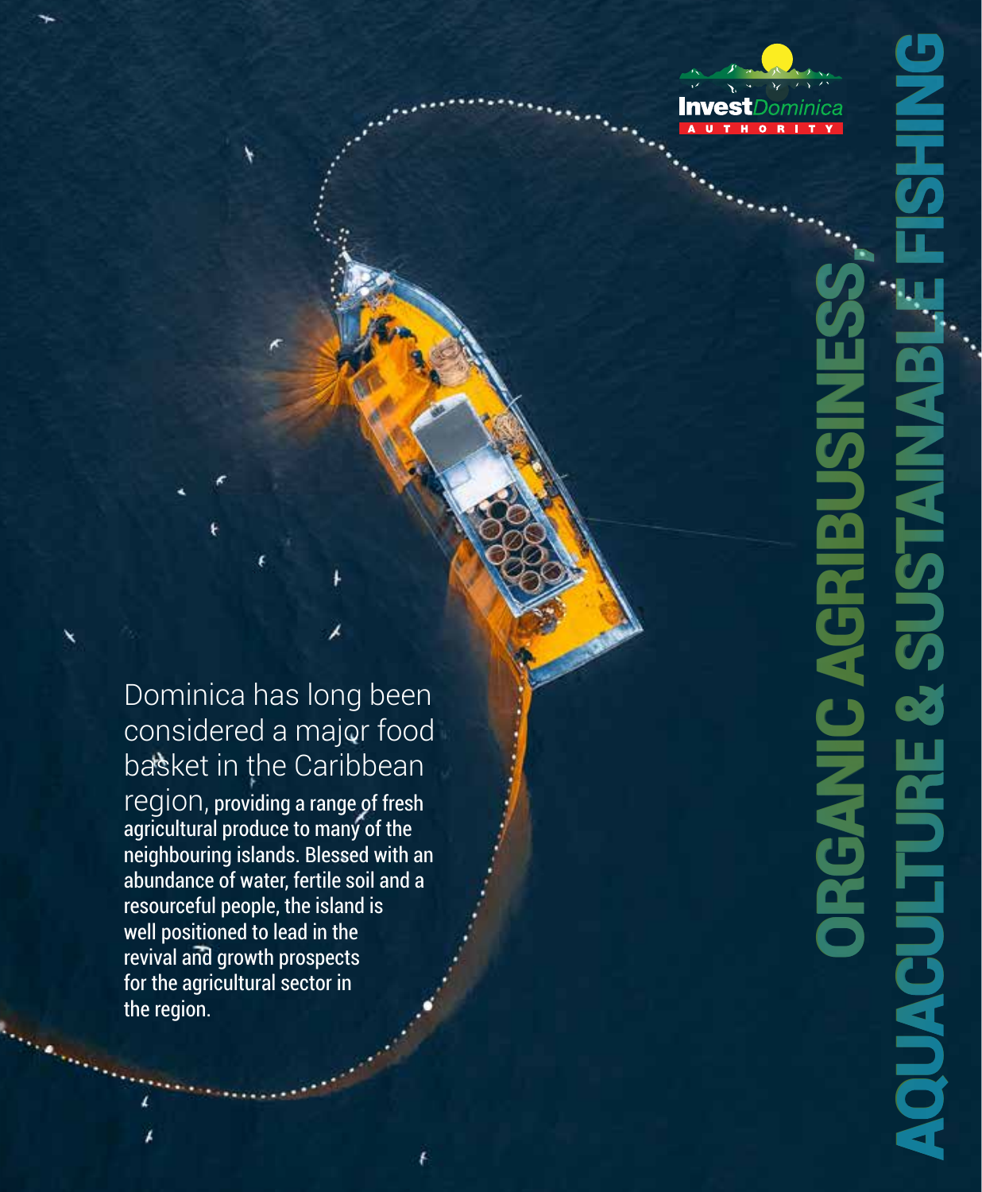# ORGANIC AGRIBUSINESS, AQUACULTURE & SUSTAINABLE FISHING

Dominica has long been considered a major food basket in the Caribbean region, providing a range of fresh agricultural produce to many of the neighbouring islands. Blessed with an abundance of water, fertile soil and a resourceful people, the island is well positioned to lead in the revival and growth prospects for the agricultural sector in the region.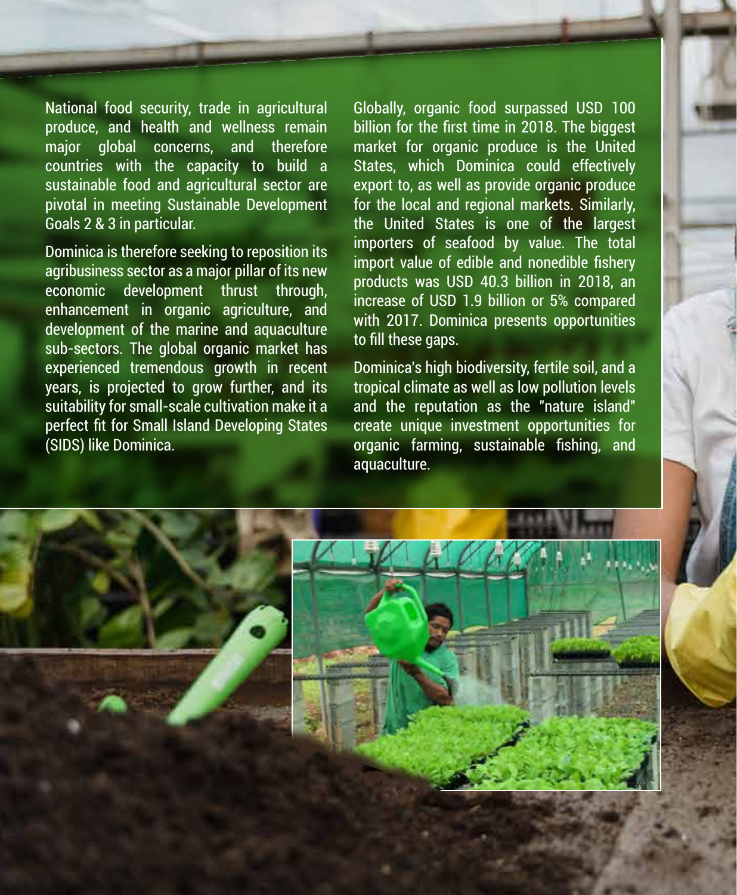National food security, trade in agricultural produce, and health and wellness remain major global concerns, and therefore countries with the capacity to build a sustainable food and agricultural sector are pivotal in meeting Sustainable Development Goals 2 & 3 in particular.

Dominica is therefore seeking to reposition its agribusiness sector as a major pillar of its new economic development thrust through, enhancement in organic agriculture, and development of the marine and aquaculture sub-sectors. The global organic market has experienced tremendous growth in recent years, is projected to grow further, and its suitability for small-scale cultivation make it a perfect fit for Small Island Developing States (SIDS) like Dominica.

Globally, organic food surpassed USD 100 billion for the first time in 2018. The biggest market for organic produce is the United States, which Dominica could effectively export to, as well as provide organic produce for the local and regional markets. Similarly, the United States is one of the largest importers of seafood by value. The total import value of edible and nonedible fishery products was USD 40.3 billion in 2018, an increase of USD 1.9 billion or 5% compared with 2017. Dominica presents opportunities to fill these gaps.

Dominica's high biodiversity, fertile soil, and a tropical climate as well as low pollution levels and the reputation as the "nature island" create unique investment opportunities for organic farming, sustainable fishing, and aquaculture.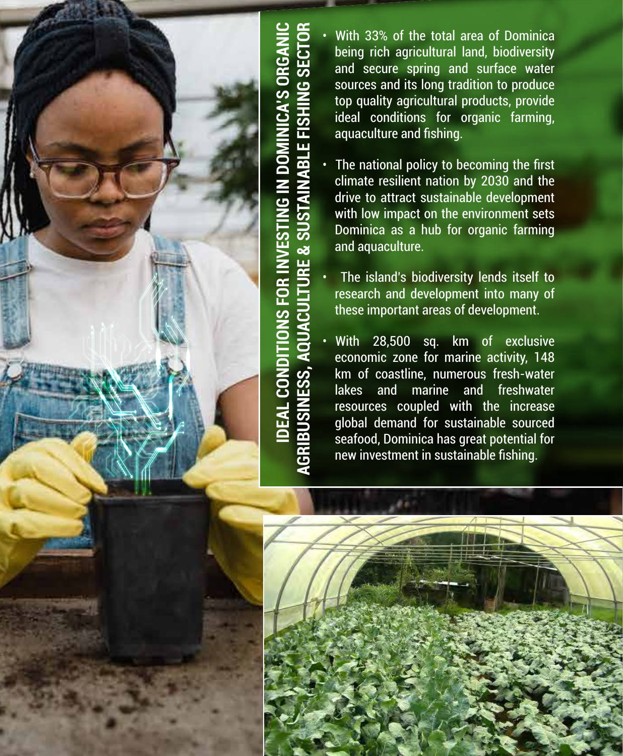## IDEAL CONDITIONS FOR INVESTING IN DOMINICA'S ORGANIC AGRIBUSINESS, AQUACULTURE & SUSTAINABLE FISHING SECTOR

- With 33% of the total area of Dominica being rich agricultural land, biodiversity and secure spring and surface water sources and its long tradition to produce top quality agricultural products, provide ideal conditions for organic farming, aquaculture and fishing.
- The national policy to becoming the first climate resilient nation by 2030 and the drive to attract sustainable development with low impact on the environment sets Dominica as a hub for organic farming and aquaculture.
- The island's biodiversity lends itself to research and development into many of these important areas of development.
- With 28,500 sq. km of exclusive economic zone for marine activity, 148 km of coastline, numerous fresh-water lakes and marine and freshwater resources coupled with the increase global demand for sustainable sourced seafood, Dominica has great potential for new investment in sustainable fishing.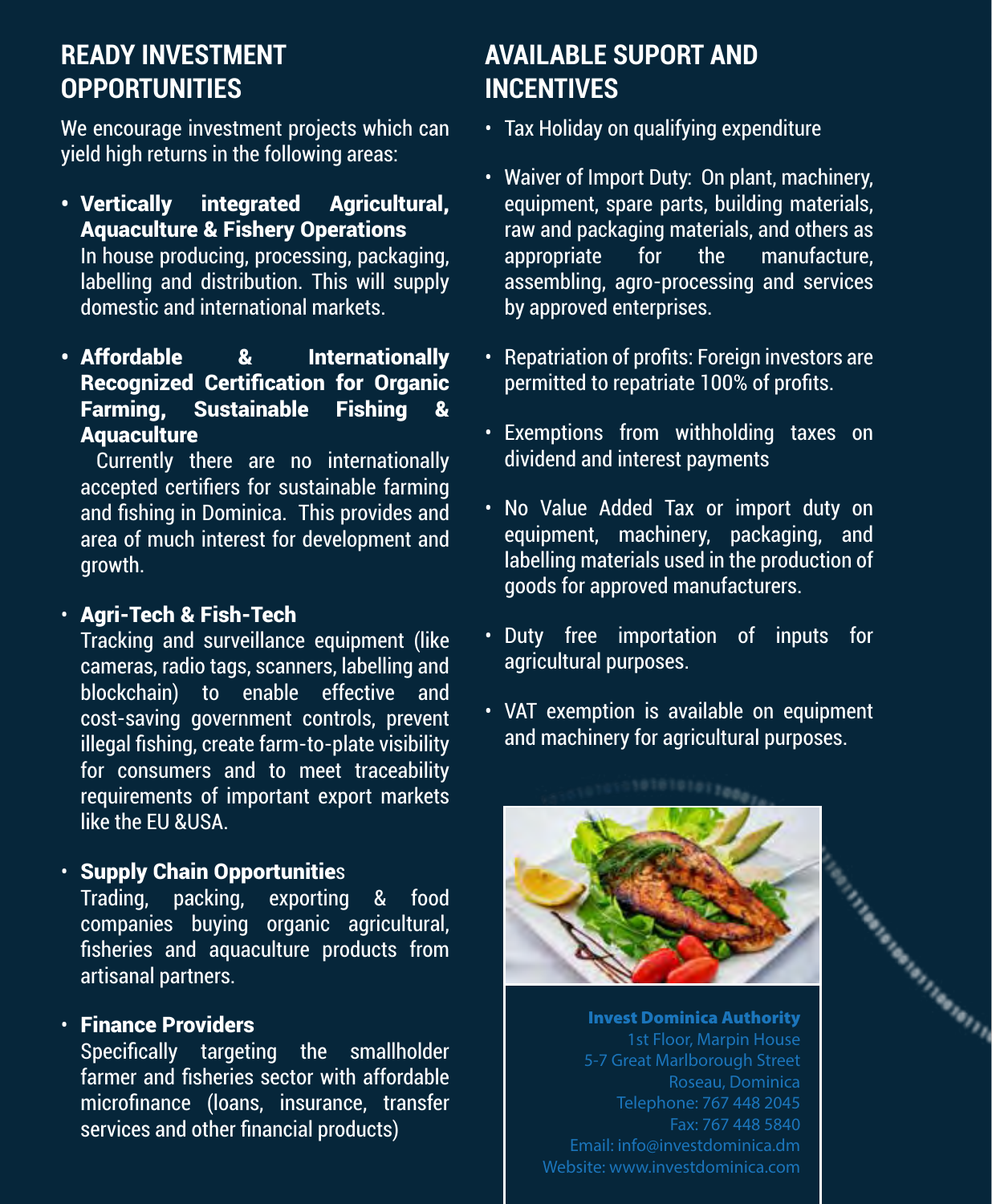## READY INVESTMENT OPPORTUNITIES

We encourage investment projects which can yield high returns in the following areas:

- **Vertically integrated Agricultural, Aquaculture & Fishery Operations**
  In house producing, processing, packaging, labelling and distribution. This will supply domestic and international markets.

- **Affordable & Internationally Recognized Certification for Organic Farming, Sustainable Fishing & Aquaculture**
  Currently there are no internationally accepted certifiers for sustainable farming and fishing in Dominica. This provides and area of much interest for development and growth.

- **Agri-Tech & Fish-Tech**
  Tracking and surveillance equipment (like cameras, radio tags, scanners, labelling and blockchain) to enable effective and cost-saving government controls, prevent illegal fishing, create farm-to-plate visibility for consumers and to meet traceability requirements of important export markets like the EU &USA.

- **Supply Chain Opportunitie**s
  Trading, packing, exporting & food companies buying organic agricultural, fisheries and aquaculture products from artisanal partners.

- **Finance Providers**
  Specifically targeting the smallholder farmer and fisheries sector with affordable microfinance (loans, insurance, transfer services and other financial products)

## AVAILABLE SUPORT AND INCENTIVES

- Tax Holiday on qualifying expenditure
- Waiver of Import Duty: On plant, machinery, equipment, spare parts, building materials, raw and packaging materials, and others as appropriate for the manufacture, assembling, agro-processing and services by approved enterprises.
- Repatriation of profits: Foreign investors are permitted to repatriate 100% of profits.
- Exemptions from withholding taxes on dividend and interest payments
- No Value Added Tax or import duty on equipment, machinery, packaging, and labelling materials used in the production of goods for approved manufacturers.
- Duty free importation of inputs for agricultural purposes.
- VAT exemption is available on equipment and machinery for agricultural purposes.

**Invest Dominica Authority**
1st Floor, Marpin House
5-7 Great Marlborough Street
Roseau, Dominica
Telephone: 767 448 2045
Fax: 767 448 5840
Email: info@investdominica.dm
Website: www.investdominica.com